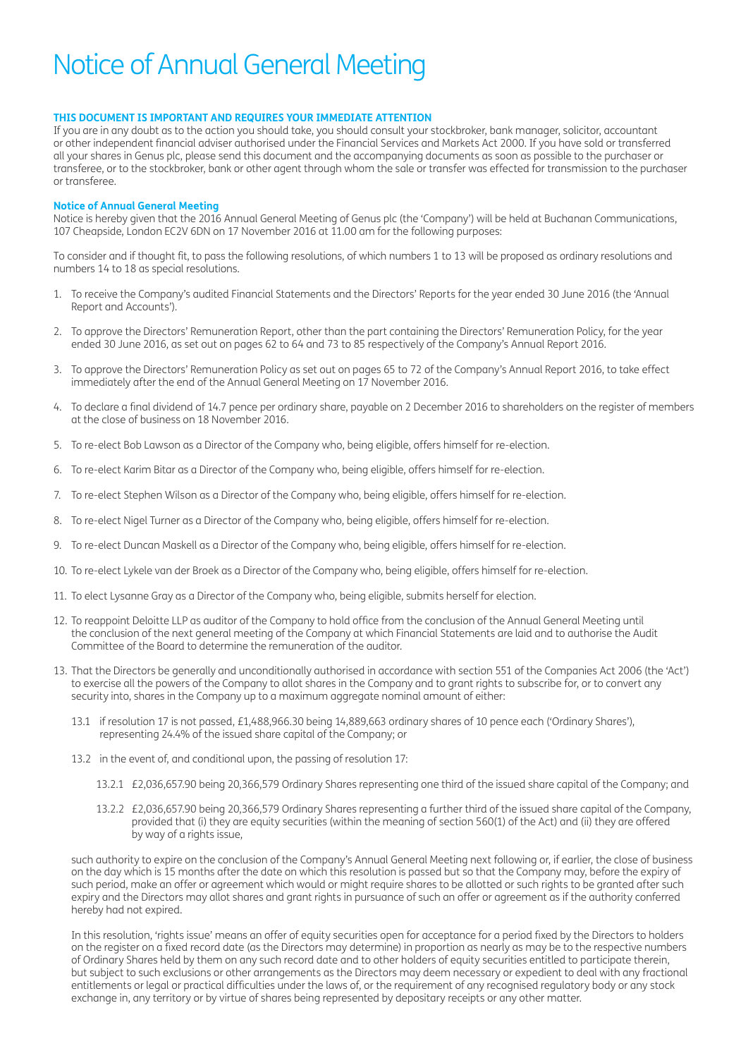# Notice of Annual General Meeting

**THIS DOCUMENT IS IMPORTANT AND REQUIRES YOUR IMMEDIATE ATTENTION**

If you are in any doubt as to the action you should take, you should consult your stockbroker, bank manager, solicitor, accountant or other independent financial adviser authorised under the Financial Services and Markets Act 2000. If you have sold or transferred all your shares in Genus plc, please send this document and the accompanying documents as soon as possible to the purchaser or transferee, or to the stockbroker, bank or other agent through whom the sale or transfer was effected for transmission to the purchaser or transferee.

**Notice of Annual General Meeting**

Notice is hereby given that the 2016 Annual General Meeting of Genus plc (the 'Company') will be held at Buchanan Communications, 107 Cheapside, London EC2V 6DN on 17 November 2016 at 11.00 am for the following purposes:

To consider and if thought fit, to pass the following resolutions, of which numbers 1 to 13 will be proposed as ordinary resolutions and numbers 14 to 18 as special resolutions.

1. To receive the Company's audited Financial Statements and the Directors' Reports for the year ended 30 June 2016 (the 'Annual Report and Accounts').

2. To approve the Directors' Remuneration Report, other than the part containing the Directors' Remuneration Policy, for the year ended 30 June 2016, as set out on pages 62 to 64 and 73 to 85 respectively of the Company's Annual Report 2016.

3. To approve the Directors' Remuneration Policy as set out on pages 65 to 72 of the Company's Annual Report 2016, to take effect immediately after the end of the Annual General Meeting on 17 November 2016.

4. To declare a final dividend of 14.7 pence per ordinary share, payable on 2 December 2016 to shareholders on the register of members at the close of business on 18 November 2016.

5. To re-elect Bob Lawson as a Director of the Company who, being eligible, offers himself for re-election.

6. To re-elect Karim Bitar as a Director of the Company who, being eligible, offers himself for re-election.

7. To re-elect Stephen Wilson as a Director of the Company who, being eligible, offers himself for re-election.

8. To re-elect Nigel Turner as a Director of the Company who, being eligible, offers himself for re-election.

9. To re-elect Duncan Maskell as a Director of the Company who, being eligible, offers himself for re-election.

10. To re-elect Lykele van der Broek as a Director of the Company who, being eligible, offers himself for re-election.

11. To elect Lysanne Gray as a Director of the Company who, being eligible, submits herself for election.

12. To reappoint Deloitte LLP as auditor of the Company to hold office from the conclusion of the Annual General Meeting until the conclusion of the next general meeting of the Company at which Financial Statements are laid and to authorise the Audit Committee of the Board to determine the remuneration of the auditor.

13. That the Directors be generally and unconditionally authorised in accordance with section 551 of the Companies Act 2006 (the 'Act') to exercise all the powers of the Company to allot shares in the Company and to grant rights to subscribe for, or to convert any security into, shares in the Company up to a maximum aggregate nominal amount of either:

    13.1 if resolution 17 is not passed, £1,488,966.30 being 14,889,663 ordinary shares of 10 pence each ('Ordinary Shares'), representing 24.4% of the issued share capital of the Company; or

    13.2 in the event of, and conditional upon, the passing of resolution 17:

    13.2.1 £2,036,657.90 being 20,366,579 Ordinary Shares representing one third of the issued share capital of the Company; and

    13.2.2 £2,036,657.90 being 20,366,579 Ordinary Shares representing a further third of the issued share capital of the Company, provided that (i) they are equity securities (within the meaning of section 560(1) of the Act) and (ii) they are offered by way of a rights issue,

    such authority to expire on the conclusion of the Company's Annual General Meeting next following or, if earlier, the close of business on the day which is 15 months after the date on which this resolution is passed but so that the Company may, before the expiry of such period, make an offer or agreement which would or might require shares to be allotted or such rights to be granted after such expiry and the Directors may allot shares and grant rights in pursuance of such an offer or agreement as if the authority conferred hereby had not expired.

    In this resolution, 'rights issue' means an offer of equity securities open for acceptance for a period fixed by the Directors to holders on the register on a fixed record date (as the Directors may determine) in proportion as nearly as may be to the respective numbers of Ordinary Shares held by them on any such record date and to other holders of equity securities entitled to participate therein, but subject to such exclusions or other arrangements as the Directors may deem necessary or expedient to deal with any fractional entitlements or legal or practical difficulties under the laws of, or the requirement of any recognised regulatory body or any stock exchange in, any territory or by virtue of shares being represented by depositary receipts or any other matter.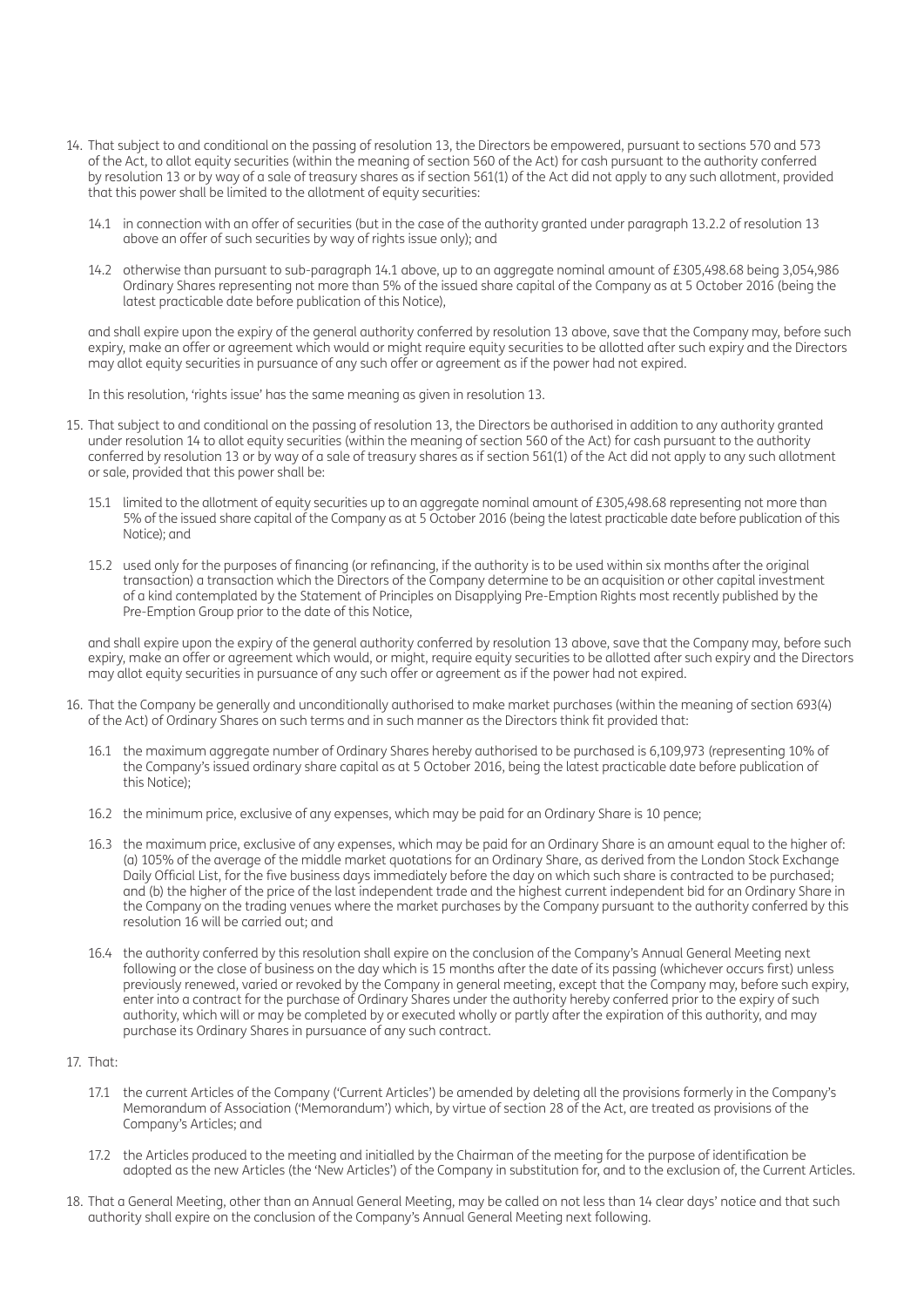14. That subject to and conditional on the passing of resolution 13, the Directors be empowered, pursuant to sections 570 and 573 of the Act, to allot equity securities (within the meaning of section 560 of the Act) for cash pursuant to the authority conferred by resolution 13 or by way of a sale of treasury shares as if section 561(1) of the Act did not apply to any such allotment, provided that this power shall be limited to the allotment of equity securities:

    14.1 in connection with an offer of securities (but in the case of the authority granted under paragraph 13.2.2 of resolution 13 above an offer of such securities by way of rights issue only); and

    14.2 otherwise than pursuant to sub-paragraph 14.1 above, up to an aggregate nominal amount of £305,498.68 being 3,054,986 Ordinary Shares representing not more than 5% of the issued share capital of the Company as at 5 October 2016 (being the latest practicable date before publication of this Notice),

    and shall expire upon the expiry of the general authority conferred by resolution 13 above, save that the Company may, before such expiry, make an offer or agreement which would or might require equity securities to be allotted after such expiry and the Directors may allot equity securities in pursuance of any such offer or agreement as if the power had not expired.

    In this resolution, 'rights issue' has the same meaning as given in resolution 13.

15. That subject to and conditional on the passing of resolution 13, the Directors be authorised in addition to any authority granted under resolution 14 to allot equity securities (within the meaning of section 560 of the Act) for cash pursuant to the authority conferred by resolution 13 or by way of a sale of treasury shares as if section 561(1) of the Act did not apply to any such allotment or sale, provided that this power shall be:

    15.1 limited to the allotment of equity securities up to an aggregate nominal amount of £305,498.68 representing not more than 5% of the issued share capital of the Company as at 5 October 2016 (being the latest practicable date before publication of this Notice); and

    15.2 used only for the purposes of financing (or refinancing, if the authority is to be used within six months after the original transaction) a transaction which the Directors of the Company determine to be an acquisition or other capital investment of a kind contemplated by the Statement of Principles on Disapplying Pre-Emption Rights most recently published by the Pre-Emption Group prior to the date of this Notice,

    and shall expire upon the expiry of the general authority conferred by resolution 13 above, save that the Company may, before such expiry, make an offer or agreement which would, or might, require equity securities to be allotted after such expiry and the Directors may allot equity securities in pursuance of any such offer or agreement as if the power had not expired.

16. That the Company be generally and unconditionally authorised to make market purchases (within the meaning of section 693(4) of the Act) of Ordinary Shares on such terms and in such manner as the Directors think fit provided that:

    16.1 the maximum aggregate number of Ordinary Shares hereby authorised to be purchased is 6,109,973 (representing 10% of the Company's issued ordinary share capital as at 5 October 2016, being the latest practicable date before publication of this Notice);

    16.2 the minimum price, exclusive of any expenses, which may be paid for an Ordinary Share is 10 pence;

    16.3 the maximum price, exclusive of any expenses, which may be paid for an Ordinary Share is an amount equal to the higher of: (a) 105% of the average of the middle market quotations for an Ordinary Share, as derived from the London Stock Exchange Daily Official List, for the five business days immediately before the day on which such share is contracted to be purchased; and (b) the higher of the price of the last independent trade and the highest current independent bid for an Ordinary Share in the Company on the trading venues where the market purchases by the Company pursuant to the authority conferred by this resolution 16 will be carried out; and

    16.4 the authority conferred by this resolution shall expire on the conclusion of the Company's Annual General Meeting next following or the close of business on the day which is 15 months after the date of its passing (whichever occurs first) unless previously renewed, varied or revoked by the Company in general meeting, except that the Company may, before such expiry, enter into a contract for the purchase of Ordinary Shares under the authority hereby conferred prior to the expiry of such authority, which will or may be completed by or executed wholly or partly after the expiration of this authority, and may purchase its Ordinary Shares in pursuance of any such contract.

17. That:

    17.1 the current Articles of the Company ('Current Articles') be amended by deleting all the provisions formerly in the Company's Memorandum of Association ('Memorandum') which, by virtue of section 28 of the Act, are treated as provisions of the Company's Articles; and

    17.2 the Articles produced to the meeting and initialled by the Chairman of the meeting for the purpose of identification be adopted as the new Articles (the 'New Articles') of the Company in substitution for, and to the exclusion of, the Current Articles.

18. That a General Meeting, other than an Annual General Meeting, may be called on not less than 14 clear days' notice and that such authority shall expire on the conclusion of the Company's Annual General Meeting next following.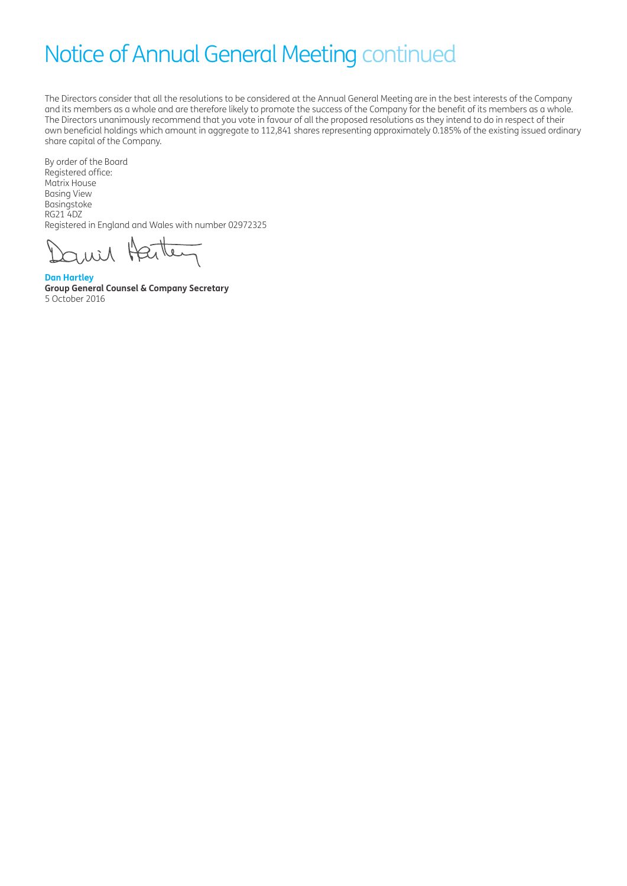# Notice of Annual General Meeting continued

The Directors consider that all the resolutions to be considered at the Annual General Meeting are in the best interests of the Company and its members as a whole and are therefore likely to promote the success of the Company for the benefit of its members as a whole. The Directors unanimously recommend that you vote in favour of all the proposed resolutions as they intend to do in respect of their own beneficial holdings which amount in aggregate to 112,841 shares representing approximately 0.185% of the existing issued ordinary share capital of the Company.

By order of the Board
Registered office:
Matrix House
Basing View
Basingstoke
RG21 4DZ
Registered in England and Wales with number 02972325

**Dan Hartley**
**Group General Counsel & Company Secretary**
5 October 2016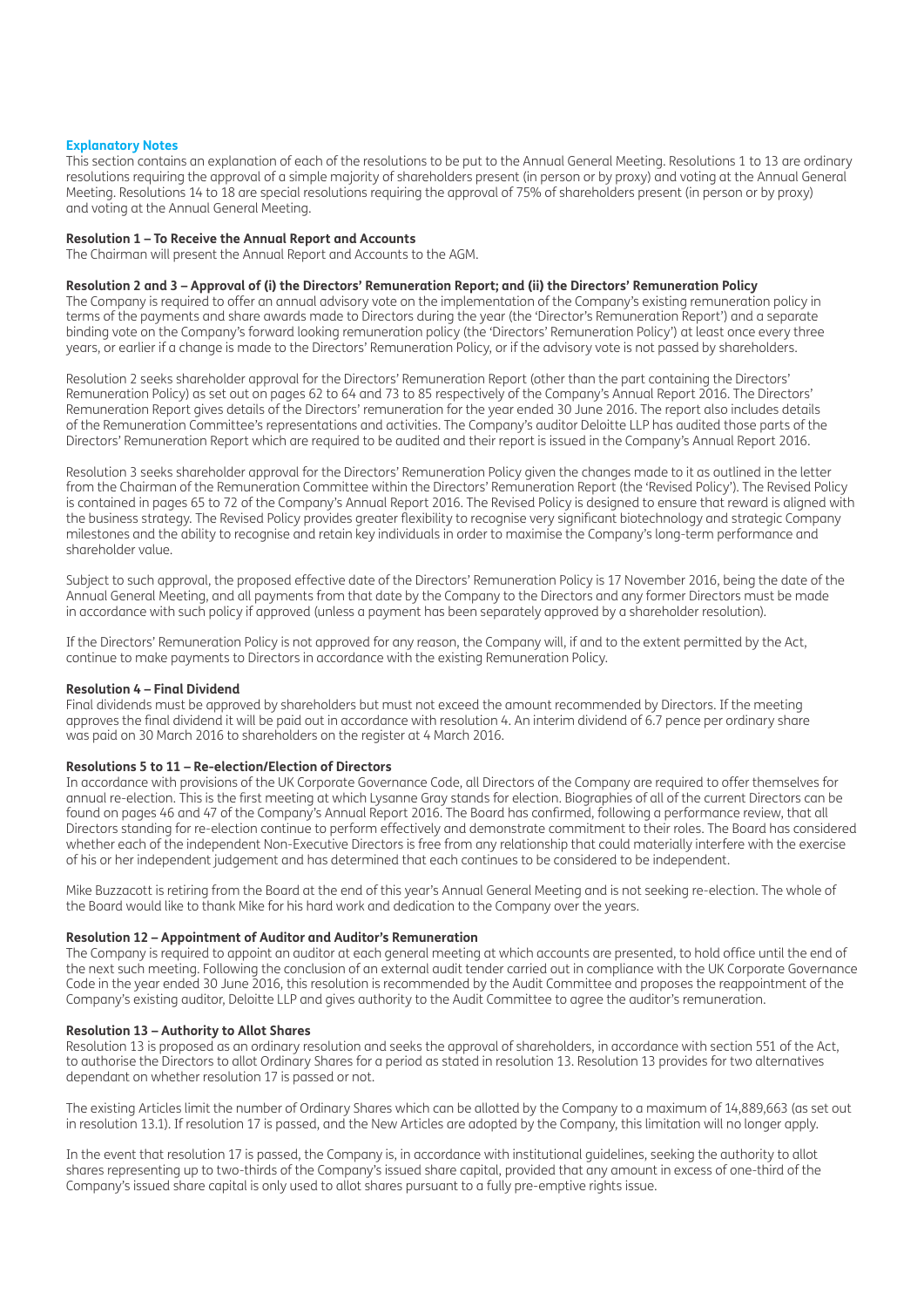## Explanatory Notes

This section contains an explanation of each of the resolutions to be put to the Annual General Meeting. Resolutions 1 to 13 are ordinary resolutions requiring the approval of a simple majority of shareholders present (in person or by proxy) and voting at the Annual General Meeting. Resolutions 14 to 18 are special resolutions requiring the approval of 75% of shareholders present (in person or by proxy) and voting at the Annual General Meeting.

### Resolution 1 – To Receive the Annual Report and Accounts

The Chairman will present the Annual Report and Accounts to the AGM.

### Resolution 2 and 3 – Approval of (i) the Directors' Remuneration Report; and (ii) the Directors' Remuneration Policy

The Company is required to offer an annual advisory vote on the implementation of the Company's existing remuneration policy in terms of the payments and share awards made to Directors during the year (the 'Director's Remuneration Report') and a separate binding vote on the Company's forward looking remuneration policy (the 'Directors' Remuneration Policy') at least once every three years, or earlier if a change is made to the Directors' Remuneration Policy, or if the advisory vote is not passed by shareholders.

Resolution 2 seeks shareholder approval for the Directors' Remuneration Report (other than the part containing the Directors' Remuneration Policy) as set out on pages 62 to 64 and 73 to 85 respectively of the Company's Annual Report 2016. The Directors' Remuneration Report gives details of the Directors' remuneration for the year ended 30 June 2016. The report also includes details of the Remuneration Committee's representations and activities. The Company's auditor Deloitte LLP has audited those parts of the Directors' Remuneration Report which are required to be audited and their report is issued in the Company's Annual Report 2016.

Resolution 3 seeks shareholder approval for the Directors' Remuneration Policy given the changes made to it as outlined in the letter from the Chairman of the Remuneration Committee within the Directors' Remuneration Report (the 'Revised Policy'). The Revised Policy is contained in pages 65 to 72 of the Company's Annual Report 2016. The Revised Policy is designed to ensure that reward is aligned with the business strategy. The Revised Policy provides greater flexibility to recognise very significant biotechnology and strategic Company milestones and the ability to recognise and retain key individuals in order to maximise the Company's long-term performance and shareholder value.

Subject to such approval, the proposed effective date of the Directors' Remuneration Policy is 17 November 2016, being the date of the Annual General Meeting, and all payments from that date by the Company to the Directors and any former Directors must be made in accordance with such policy if approved (unless a payment has been separately approved by a shareholder resolution).

If the Directors' Remuneration Policy is not approved for any reason, the Company will, if and to the extent permitted by the Act, continue to make payments to Directors in accordance with the existing Remuneration Policy.

### Resolution 4 – Final Dividend

Final dividends must be approved by shareholders but must not exceed the amount recommended by Directors. If the meeting approves the final dividend it will be paid out in accordance with resolution 4. An interim dividend of 6.7 pence per ordinary share was paid on 30 March 2016 to shareholders on the register at 4 March 2016.

### Resolutions 5 to 11 – Re-election/Election of Directors

In accordance with provisions of the UK Corporate Governance Code, all Directors of the Company are required to offer themselves for annual re-election. This is the first meeting at which Lysanne Gray stands for election. Biographies of all of the current Directors can be found on pages 46 and 47 of the Company's Annual Report 2016. The Board has confirmed, following a performance review, that all Directors standing for re-election continue to perform effectively and demonstrate commitment to their roles. The Board has considered whether each of the independent Non-Executive Directors is free from any relationship that could materially interfere with the exercise of his or her independent judgement and has determined that each continues to be considered to be independent.

Mike Buzzacott is retiring from the Board at the end of this year's Annual General Meeting and is not seeking re-election. The whole of the Board would like to thank Mike for his hard work and dedication to the Company over the years.

### Resolution 12 – Appointment of Auditor and Auditor's Remuneration

The Company is required to appoint an auditor at each general meeting at which accounts are presented, to hold office until the end of the next such meeting. Following the conclusion of an external audit tender carried out in compliance with the UK Corporate Governance Code in the year ended 30 June 2016, this resolution is recommended by the Audit Committee and proposes the reappointment of the Company's existing auditor, Deloitte LLP and gives authority to the Audit Committee to agree the auditor's remuneration.

### Resolution 13 – Authority to Allot Shares

Resolution 13 is proposed as an ordinary resolution and seeks the approval of shareholders, in accordance with section 551 of the Act, to authorise the Directors to allot Ordinary Shares for a period as stated in resolution 13. Resolution 13 provides for two alternatives dependant on whether resolution 17 is passed or not.

The existing Articles limit the number of Ordinary Shares which can be allotted by the Company to a maximum of 14,889,663 (as set out in resolution 13.1). If resolution 17 is passed, and the New Articles are adopted by the Company, this limitation will no longer apply.

In the event that resolution 17 is passed, the Company is, in accordance with institutional guidelines, seeking the authority to allot shares representing up to two-thirds of the Company's issued share capital, provided that any amount in excess of one-third of the Company's issued share capital is only used to allot shares pursuant to a fully pre-emptive rights issue.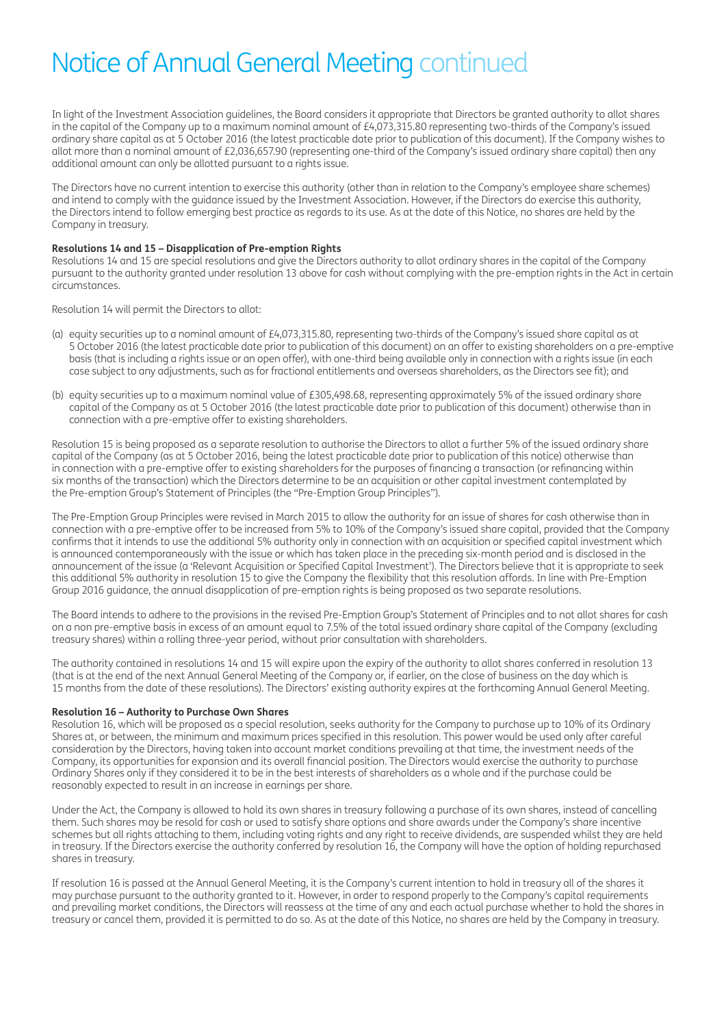# Notice of Annual General Meeting continued

In light of the Investment Association guidelines, the Board considers it appropriate that Directors be granted authority to allot shares in the capital of the Company up to a maximum nominal amount of £4,073,315.80 representing two-thirds of the Company's issued ordinary share capital as at 5 October 2016 (the latest practicable date prior to publication of this document). If the Company wishes to allot more than a nominal amount of £2,036,657.90 (representing one-third of the Company's issued ordinary share capital) then any additional amount can only be allotted pursuant to a rights issue.

The Directors have no current intention to exercise this authority (other than in relation to the Company's employee share schemes) and intend to comply with the guidance issued by the Investment Association. However, if the Directors do exercise this authority, the Directors intend to follow emerging best practice as regards to its use. As at the date of this Notice, no shares are held by the Company in treasury.

**Resolutions 14 and 15 – Disapplication of Pre-emption Rights**
Resolutions 14 and 15 are special resolutions and give the Directors authority to allot ordinary shares in the capital of the Company pursuant to the authority granted under resolution 13 above for cash without complying with the pre-emption rights in the Act in certain circumstances.

Resolution 14 will permit the Directors to allot:

(a) equity securities up to a nominal amount of £4,073,315.80, representing two-thirds of the Company's issued share capital as at 5 October 2016 (the latest practicable date prior to publication of this document) on an offer to existing shareholders on a pre-emptive basis (that is including a rights issue or an open offer), with one-third being available only in connection with a rights issue (in each case subject to any adjustments, such as for fractional entitlements and overseas shareholders, as the Directors see fit); and

(b) equity securities up to a maximum nominal value of £305,498.68, representing approximately 5% of the issued ordinary share capital of the Company as at 5 October 2016 (the latest practicable date prior to publication of this document) otherwise than in connection with a pre-emptive offer to existing shareholders.

Resolution 15 is being proposed as a separate resolution to authorise the Directors to allot a further 5% of the issued ordinary share capital of the Company (as at 5 October 2016, being the latest practicable date prior to publication of this notice) otherwise than in connection with a pre-emptive offer to existing shareholders for the purposes of financing a transaction (or refinancing within six months of the transaction) which the Directors determine to be an acquisition or other capital investment contemplated by the Pre-emption Group's Statement of Principles (the "Pre-Emption Group Principles").

The Pre-Emption Group Principles were revised in March 2015 to allow the authority for an issue of shares for cash otherwise than in connection with a pre-emptive offer to be increased from 5% to 10% of the Company's issued share capital, provided that the Company confirms that it intends to use the additional 5% authority only in connection with an acquisition or specified capital investment which is announced contemporaneously with the issue or which has taken place in the preceding six-month period and is disclosed in the announcement of the issue (a 'Relevant Acquisition or Specified Capital Investment'). The Directors believe that it is appropriate to seek this additional 5% authority in resolution 15 to give the Company the flexibility that this resolution affords. In line with Pre-Emption Group 2016 guidance, the annual disapplication of pre-emption rights is being proposed as two separate resolutions.

The Board intends to adhere to the provisions in the revised Pre-Emption Group's Statement of Principles and to not allot shares for cash on a non pre-emptive basis in excess of an amount equal to 7.5% of the total issued ordinary share capital of the Company (excluding treasury shares) within a rolling three-year period, without prior consultation with shareholders.

The authority contained in resolutions 14 and 15 will expire upon the expiry of the authority to allot shares conferred in resolution 13 (that is at the end of the next Annual General Meeting of the Company or, if earlier, on the close of business on the day which is 15 months from the date of these resolutions). The Directors' existing authority expires at the forthcoming Annual General Meeting.

**Resolution 16 – Authority to Purchase Own Shares**
Resolution 16, which will be proposed as a special resolution, seeks authority for the Company to purchase up to 10% of its Ordinary Shares at, or between, the minimum and maximum prices specified in this resolution. This power would be used only after careful consideration by the Directors, having taken into account market conditions prevailing at that time, the investment needs of the Company, its opportunities for expansion and its overall financial position. The Directors would exercise the authority to purchase Ordinary Shares only if they considered it to be in the best interests of shareholders as a whole and if the purchase could be reasonably expected to result in an increase in earnings per share.

Under the Act, the Company is allowed to hold its own shares in treasury following a purchase of its own shares, instead of cancelling them. Such shares may be resold for cash or used to satisfy share options and share awards under the Company's share incentive schemes but all rights attaching to them, including voting rights and any right to receive dividends, are suspended whilst they are held in treasury. If the Directors exercise the authority conferred by resolution 16, the Company will have the option of holding repurchased shares in treasury.

If resolution 16 is passed at the Annual General Meeting, it is the Company's current intention to hold in treasury all of the shares it may purchase pursuant to the authority granted to it. However, in order to respond properly to the Company's capital requirements and prevailing market conditions, the Directors will reassess at the time of any and each actual purchase whether to hold the shares in treasury or cancel them, provided it is permitted to do so. As at the date of this Notice, no shares are held by the Company in treasury.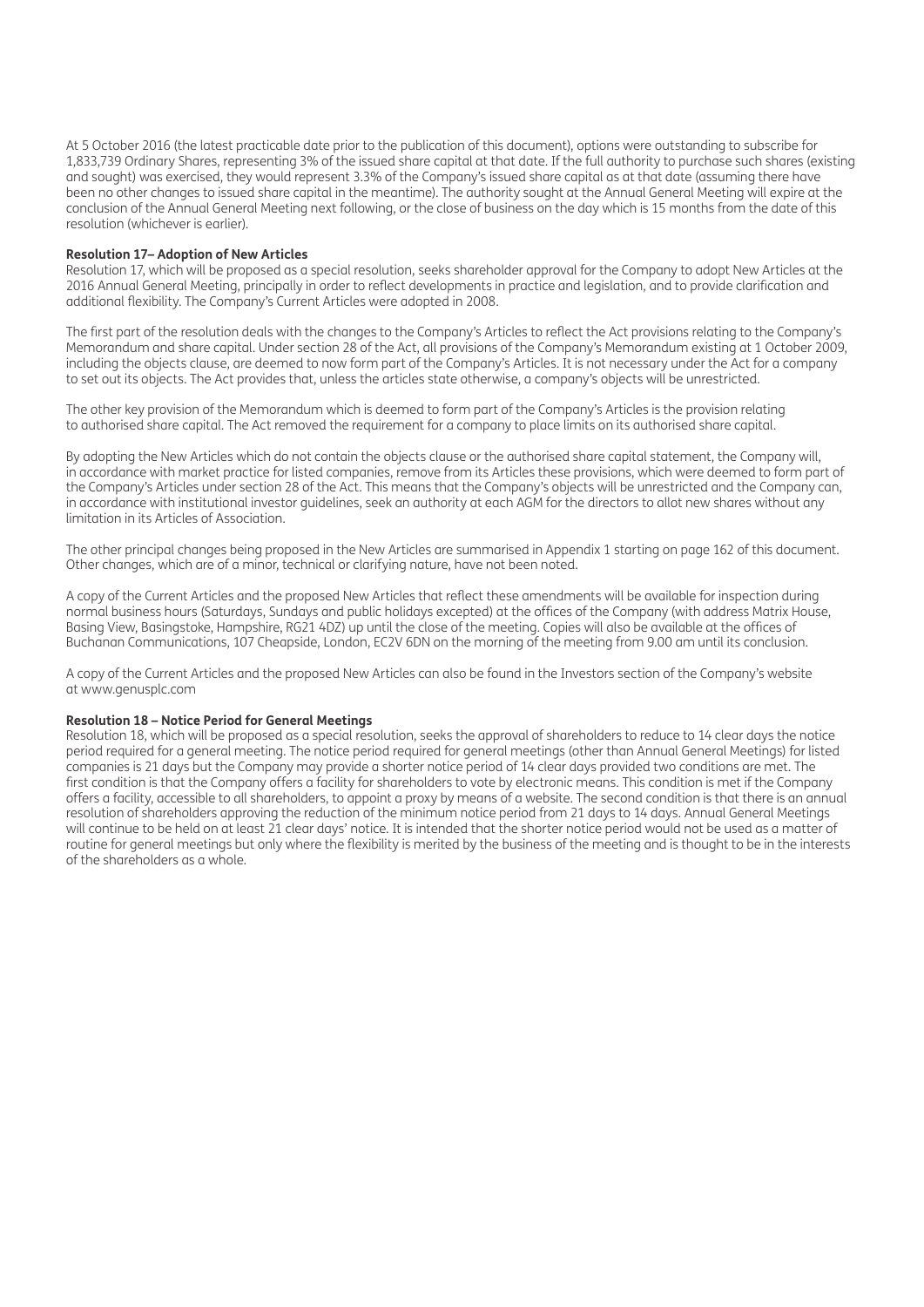At 5 October 2016 (the latest practicable date prior to the publication of this document), options were outstanding to subscribe for 1,833,739 Ordinary Shares, representing 3% of the issued share capital at that date. If the full authority to purchase such shares (existing and sought) was exercised, they would represent 3.3% of the Company's issued share capital as at that date (assuming there have been no other changes to issued share capital in the meantime). The authority sought at the Annual General Meeting will expire at the conclusion of the Annual General Meeting next following, or the close of business on the day which is 15 months from the date of this resolution (whichever is earlier).

**Resolution 17– Adoption of New Articles**

Resolution 17, which will be proposed as a special resolution, seeks shareholder approval for the Company to adopt New Articles at the 2016 Annual General Meeting, principally in order to reflect developments in practice and legislation, and to provide clarification and additional flexibility. The Company's Current Articles were adopted in 2008.

The first part of the resolution deals with the changes to the Company's Articles to reflect the Act provisions relating to the Company's Memorandum and share capital. Under section 28 of the Act, all provisions of the Company's Memorandum existing at 1 October 2009, including the objects clause, are deemed to now form part of the Company's Articles. It is not necessary under the Act for a company to set out its objects. The Act provides that, unless the articles state otherwise, a company's objects will be unrestricted.

The other key provision of the Memorandum which is deemed to form part of the Company's Articles is the provision relating to authorised share capital. The Act removed the requirement for a company to place limits on its authorised share capital.

By adopting the New Articles which do not contain the objects clause or the authorised share capital statement, the Company will, in accordance with market practice for listed companies, remove from its Articles these provisions, which were deemed to form part of the Company's Articles under section 28 of the Act. This means that the Company's objects will be unrestricted and the Company can, in accordance with institutional investor guidelines, seek an authority at each AGM for the directors to allot new shares without any limitation in its Articles of Association.

The other principal changes being proposed in the New Articles are summarised in Appendix 1 starting on page 162 of this document. Other changes, which are of a minor, technical or clarifying nature, have not been noted.

A copy of the Current Articles and the proposed New Articles that reflect these amendments will be available for inspection during normal business hours (Saturdays, Sundays and public holidays excepted) at the offices of the Company (with address Matrix House, Basing View, Basingstoke, Hampshire, RG21 4DZ) up until the close of the meeting. Copies will also be available at the offices of Buchanan Communications, 107 Cheapside, London, EC2V 6DN on the morning of the meeting from 9.00 am until its conclusion.

A copy of the Current Articles and the proposed New Articles can also be found in the Investors section of the Company's website at www.genusplc.com

**Resolution 18 – Notice Period for General Meetings**

Resolution 18, which will be proposed as a special resolution, seeks the approval of shareholders to reduce to 14 clear days the notice period required for a general meeting. The notice period required for general meetings (other than Annual General Meetings) for listed companies is 21 days but the Company may provide a shorter notice period of 14 clear days provided two conditions are met. The first condition is that the Company offers a facility for shareholders to vote by electronic means. This condition is met if the Company offers a facility, accessible to all shareholders, to appoint a proxy by means of a website. The second condition is that there is an annual resolution of shareholders approving the reduction of the minimum notice period from 21 days to 14 days. Annual General Meetings will continue to be held on at least 21 clear days' notice. It is intended that the shorter notice period would not be used as a matter of routine for general meetings but only where the flexibility is merited by the business of the meeting and is thought to be in the interests of the shareholders as a whole.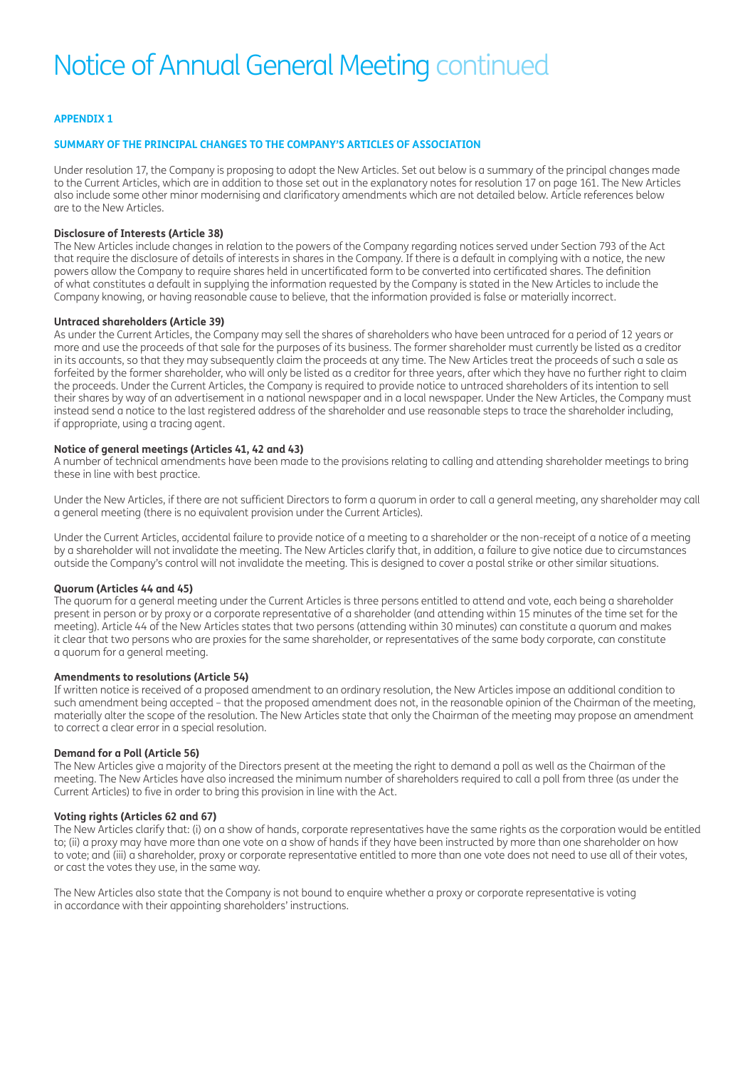# Notice of Annual General Meeting continued

## APPENDIX 1

### SUMMARY OF THE PRINCIPAL CHANGES TO THE COMPANY'S ARTICLES OF ASSOCIATION

Under resolution 17, the Company is proposing to adopt the New Articles. Set out below is a summary of the principal changes made to the Current Articles, which are in addition to those set out in the explanatory notes for resolution 17 on page 161. The New Articles also include some other minor modernising and clarificatory amendments which are not detailed below. Article references below are to the New Articles.

**Disclosure of Interests (Article 38)**

The New Articles include changes in relation to the powers of the Company regarding notices served under Section 793 of the Act that require the disclosure of details of interests in shares in the Company. If there is a default in complying with a notice, the new powers allow the Company to require shares held in uncertificated form to be converted into certificated shares. The definition of what constitutes a default in supplying the information requested by the Company is stated in the New Articles to include the Company knowing, or having reasonable cause to believe, that the information provided is false or materially incorrect.

**Untraced shareholders (Article 39)**

As under the Current Articles, the Company may sell the shares of shareholders who have been untraced for a period of 12 years or more and use the proceeds of that sale for the purposes of its business. The former shareholder must currently be listed as a creditor in its accounts, so that they may subsequently claim the proceeds at any time. The New Articles treat the proceeds of such a sale as forfeited by the former shareholder, who will only be listed as a creditor for three years, after which they have no further right to claim the proceeds. Under the Current Articles, the Company is required to provide notice to untraced shareholders of its intention to sell their shares by way of an advertisement in a national newspaper and in a local newspaper. Under the New Articles, the Company must instead send a notice to the last registered address of the shareholder and use reasonable steps to trace the shareholder including, if appropriate, using a tracing agent.

**Notice of general meetings (Articles 41, 42 and 43)**

A number of technical amendments have been made to the provisions relating to calling and attending shareholder meetings to bring these in line with best practice.

Under the New Articles, if there are not sufficient Directors to form a quorum in order to call a general meeting, any shareholder may call a general meeting (there is no equivalent provision under the Current Articles).

Under the Current Articles, accidental failure to provide notice of a meeting to a shareholder or the non-receipt of a notice of a meeting by a shareholder will not invalidate the meeting. The New Articles clarify that, in addition, a failure to give notice due to circumstances outside the Company's control will not invalidate the meeting. This is designed to cover a postal strike or other similar situations.

**Quorum (Articles 44 and 45)**

The quorum for a general meeting under the Current Articles is three persons entitled to attend and vote, each being a shareholder present in person or by proxy or a corporate representative of a shareholder (and attending within 15 minutes of the time set for the meeting). Article 44 of the New Articles states that two persons (attending within 30 minutes) can constitute a quorum and makes it clear that two persons who are proxies for the same shareholder, or representatives of the same body corporate, can constitute a quorum for a general meeting.

**Amendments to resolutions (Article 54)**

If written notice is received of a proposed amendment to an ordinary resolution, the New Articles impose an additional condition to such amendment being accepted – that the proposed amendment does not, in the reasonable opinion of the Chairman of the meeting, materially alter the scope of the resolution. The New Articles state that only the Chairman of the meeting may propose an amendment to correct a clear error in a special resolution.

**Demand for a Poll (Article 56)**

The New Articles give a majority of the Directors present at the meeting the right to demand a poll as well as the Chairman of the meeting. The New Articles have also increased the minimum number of shareholders required to call a poll from three (as under the Current Articles) to five in order to bring this provision in line with the Act.

**Voting rights (Articles 62 and 67)**

The New Articles clarify that: (i) on a show of hands, corporate representatives have the same rights as the corporation would be entitled to; (ii) a proxy may have more than one vote on a show of hands if they have been instructed by more than one shareholder on how to vote; and (iii) a shareholder, proxy or corporate representative entitled to more than one vote does not need to use all of their votes, or cast the votes they use, in the same way.

The New Articles also state that the Company is not bound to enquire whether a proxy or corporate representative is voting in accordance with their appointing shareholders' instructions.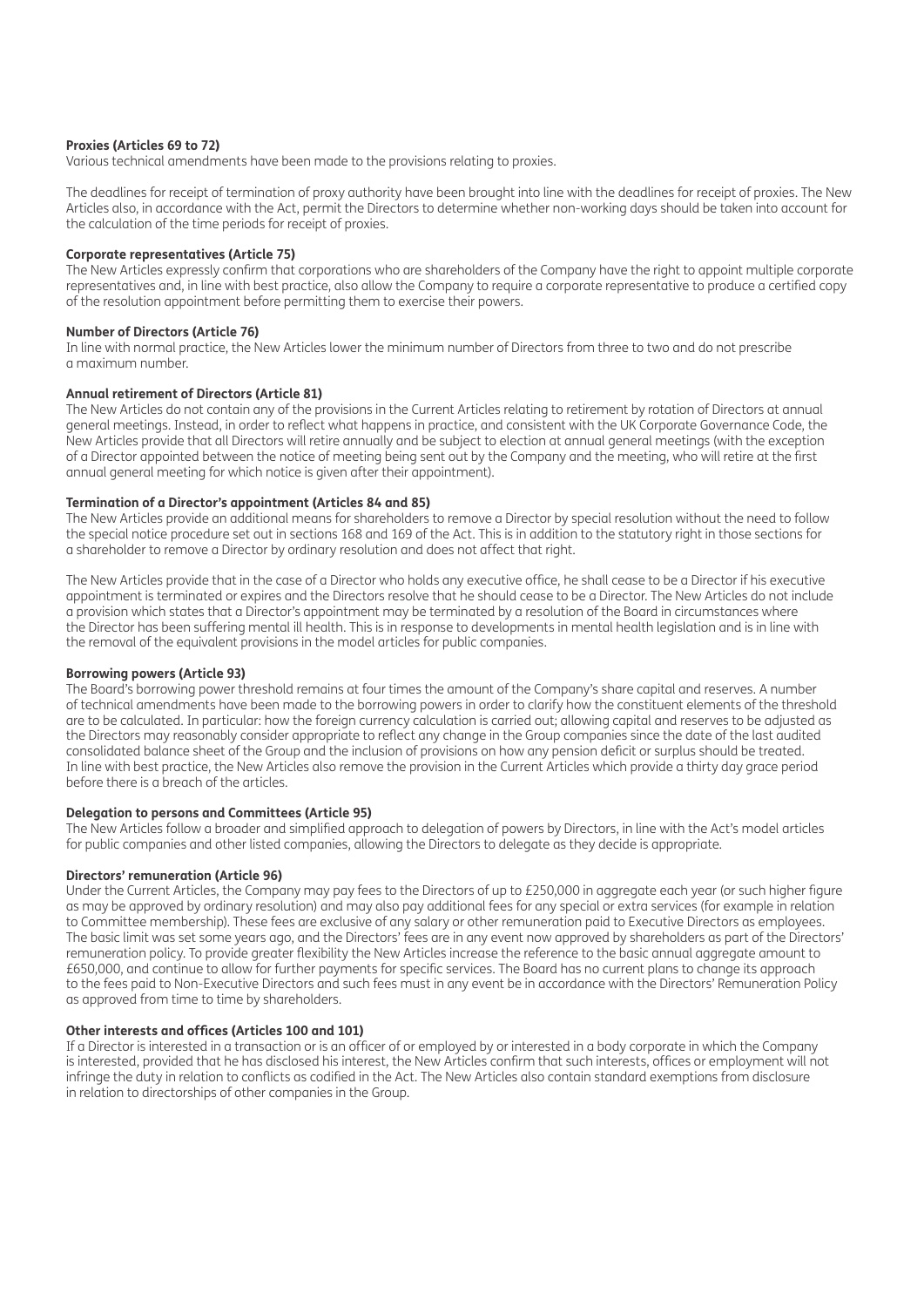**Proxies (Articles 69 to 72)**
Various technical amendments have been made to the provisions relating to proxies.

The deadlines for receipt of termination of proxy authority have been brought into line with the deadlines for receipt of proxies. The New Articles also, in accordance with the Act, permit the Directors to determine whether non-working days should be taken into account for the calculation of the time periods for receipt of proxies.

**Corporate representatives (Article 75)**
The New Articles expressly confirm that corporations who are shareholders of the Company have the right to appoint multiple corporate representatives and, in line with best practice, also allow the Company to require a corporate representative to produce a certified copy of the resolution appointment before permitting them to exercise their powers.

**Number of Directors (Article 76)**
In line with normal practice, the New Articles lower the minimum number of Directors from three to two and do not prescribe a maximum number.

**Annual retirement of Directors (Article 81)**
The New Articles do not contain any of the provisions in the Current Articles relating to retirement by rotation of Directors at annual general meetings. Instead, in order to reflect what happens in practice, and consistent with the UK Corporate Governance Code, the New Articles provide that all Directors will retire annually and be subject to election at annual general meetings (with the exception of a Director appointed between the notice of meeting being sent out by the Company and the meeting, who will retire at the first annual general meeting for which notice is given after their appointment).

**Termination of a Director's appointment (Articles 84 and 85)**
The New Articles provide an additional means for shareholders to remove a Director by special resolution without the need to follow the special notice procedure set out in sections 168 and 169 of the Act. This is in addition to the statutory right in those sections for a shareholder to remove a Director by ordinary resolution and does not affect that right.

The New Articles provide that in the case of a Director who holds any executive office, he shall cease to be a Director if his executive appointment is terminated or expires and the Directors resolve that he should cease to be a Director. The New Articles do not include a provision which states that a Director's appointment may be terminated by a resolution of the Board in circumstances where the Director has been suffering mental ill health. This is in response to developments in mental health legislation and is in line with the removal of the equivalent provisions in the model articles for public companies.

**Borrowing powers (Article 93)**
The Board's borrowing power threshold remains at four times the amount of the Company's share capital and reserves. A number of technical amendments have been made to the borrowing powers in order to clarify how the constituent elements of the threshold are to be calculated. In particular: how the foreign currency calculation is carried out; allowing capital and reserves to be adjusted as the Directors may reasonably consider appropriate to reflect any change in the Group companies since the date of the last audited consolidated balance sheet of the Group and the inclusion of provisions on how any pension deficit or surplus should be treated. In line with best practice, the New Articles also remove the provision in the Current Articles which provide a thirty day grace period before there is a breach of the articles.

**Delegation to persons and Committees (Article 95)**
The New Articles follow a broader and simplified approach to delegation of powers by Directors, in line with the Act's model articles for public companies and other listed companies, allowing the Directors to delegate as they decide is appropriate.

**Directors' remuneration (Article 96)**
Under the Current Articles, the Company may pay fees to the Directors of up to £250,000 in aggregate each year (or such higher figure as may be approved by ordinary resolution) and may also pay additional fees for any special or extra services (for example in relation to Committee membership). These fees are exclusive of any salary or other remuneration paid to Executive Directors as employees. The basic limit was set some years ago, and the Directors' fees are in any event now approved by shareholders as part of the Directors' remuneration policy. To provide greater flexibility the New Articles increase the reference to the basic annual aggregate amount to £650,000, and continue to allow for further payments for specific services. The Board has no current plans to change its approach to the fees paid to Non-Executive Directors and such fees must in any event be in accordance with the Directors' Remuneration Policy as approved from time to time by shareholders.

**Other interests and offices (Articles 100 and 101)**
If a Director is interested in a transaction or is an officer of or employed by or interested in a body corporate in which the Company is interested, provided that he has disclosed his interest, the New Articles confirm that such interests, offices or employment will not infringe the duty in relation to conflicts as codified in the Act. The New Articles also contain standard exemptions from disclosure in relation to directorships of other companies in the Group.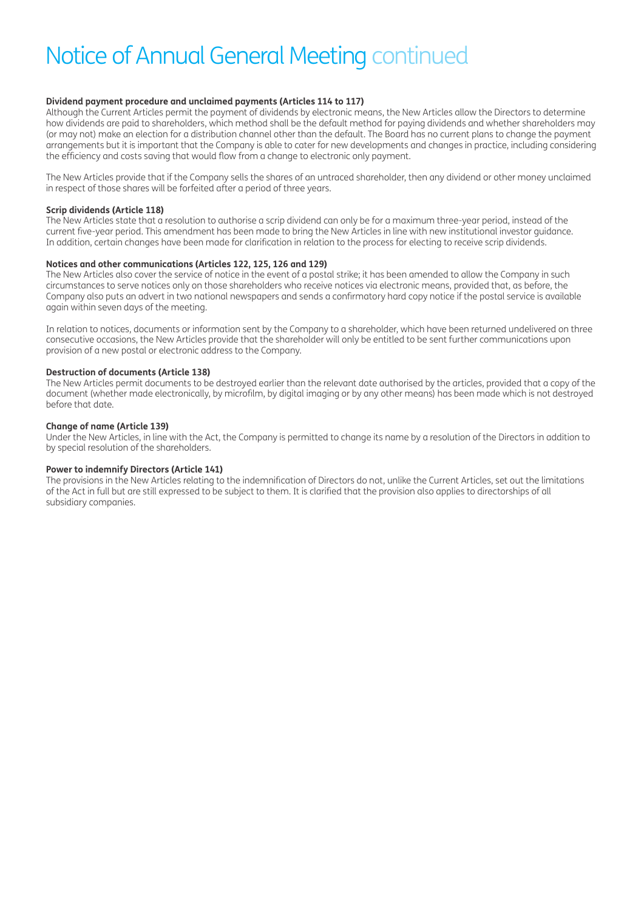# Notice of Annual General Meeting continued

**Dividend payment procedure and unclaimed payments (Articles 114 to 117)**
Although the Current Articles permit the payment of dividends by electronic means, the New Articles allow the Directors to determine how dividends are paid to shareholders, which method shall be the default method for paying dividends and whether shareholders may (or may not) make an election for a distribution channel other than the default. The Board has no current plans to change the payment arrangements but it is important that the Company is able to cater for new developments and changes in practice, including considering the efficiency and costs saving that would flow from a change to electronic only payment.

The New Articles provide that if the Company sells the shares of an untraced shareholder, then any dividend or other money unclaimed in respect of those shares will be forfeited after a period of three years.

**Scrip dividends (Article 118)**
The New Articles state that a resolution to authorise a scrip dividend can only be for a maximum three-year period, instead of the current five-year period. This amendment has been made to bring the New Articles in line with new institutional investor guidance. In addition, certain changes have been made for clarification in relation to the process for electing to receive scrip dividends.

**Notices and other communications (Articles 122, 125, 126 and 129)**
The New Articles also cover the service of notice in the event of a postal strike; it has been amended to allow the Company in such circumstances to serve notices only on those shareholders who receive notices via electronic means, provided that, as before, the Company also puts an advert in two national newspapers and sends a confirmatory hard copy notice if the postal service is available again within seven days of the meeting.

In relation to notices, documents or information sent by the Company to a shareholder, which have been returned undelivered on three consecutive occasions, the New Articles provide that the shareholder will only be entitled to be sent further communications upon provision of a new postal or electronic address to the Company.

**Destruction of documents (Article 138)**
The New Articles permit documents to be destroyed earlier than the relevant date authorised by the articles, provided that a copy of the document (whether made electronically, by microfilm, by digital imaging or by any other means) has been made which is not destroyed before that date.

**Change of name (Article 139)**
Under the New Articles, in line with the Act, the Company is permitted to change its name by a resolution of the Directors in addition to by special resolution of the shareholders.

**Power to indemnify Directors (Article 141)**
The provisions in the New Articles relating to the indemnification of Directors do not, unlike the Current Articles, set out the limitations of the Act in full but are still expressed to be subject to them. It is clarified that the provision also applies to directorships of all subsidiary companies.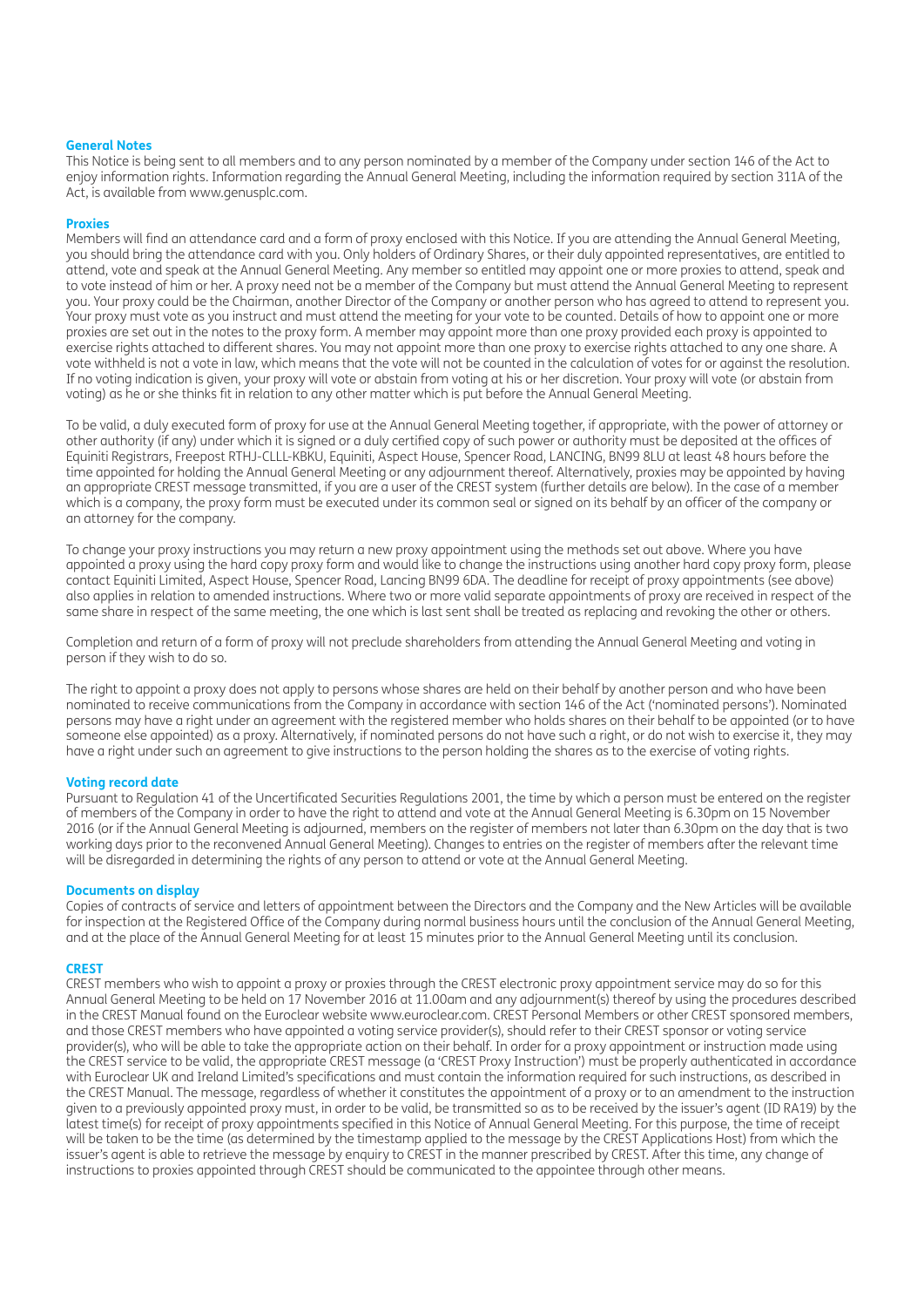### General Notes

This Notice is being sent to all members and to any person nominated by a member of the Company under section 146 of the Act to enjoy information rights. Information regarding the Annual General Meeting, including the information required by section 311A of the Act, is available from www.genusplc.com.

### Proxies

Members will find an attendance card and a form of proxy enclosed with this Notice. If you are attending the Annual General Meeting, you should bring the attendance card with you. Only holders of Ordinary Shares, or their duly appointed representatives, are entitled to attend, vote and speak at the Annual General Meeting. Any member so entitled may appoint one or more proxies to attend, speak and to vote instead of him or her. A proxy need not be a member of the Company but must attend the Annual General Meeting to represent you. Your proxy could be the Chairman, another Director of the Company or another person who has agreed to attend to represent you. Your proxy must vote as you instruct and must attend the meeting for your vote to be counted. Details of how to appoint one or more proxies are set out in the notes to the proxy form. A member may appoint more than one proxy provided each proxy is appointed to exercise rights attached to different shares. You may not appoint more than one proxy to exercise rights attached to any one share. A vote withheld is not a vote in law, which means that the vote will not be counted in the calculation of votes for or against the resolution. If no voting indication is given, your proxy will vote or abstain from voting at his or her discretion. Your proxy will vote (or abstain from voting) as he or she thinks fit in relation to any other matter which is put before the Annual General Meeting.

To be valid, a duly executed form of proxy for use at the Annual General Meeting together, if appropriate, with the power of attorney or other authority (if any) under which it is signed or a duly certified copy of such power or authority must be deposited at the offices of Equiniti Registrars, Freepost RTHJ-CLLL-KBKU, Equiniti, Aspect House, Spencer Road, LANCING, BN99 8LU at least 48 hours before the time appointed for holding the Annual General Meeting or any adjournment thereof. Alternatively, proxies may be appointed by having an appropriate CREST message transmitted, if you are a user of the CREST system (further details are below). In the case of a member which is a company, the proxy form must be executed under its common seal or signed on its behalf by an officer of the company or an attorney for the company.

To change your proxy instructions you may return a new proxy appointment using the methods set out above. Where you have appointed a proxy using the hard copy proxy form and would like to change the instructions using another hard copy proxy form, please contact Equiniti Limited, Aspect House, Spencer Road, Lancing BN99 6DA. The deadline for receipt of proxy appointments (see above) also applies in relation to amended instructions. Where two or more valid separate appointments of proxy are received in respect of the same share in respect of the same meeting, the one which is last sent shall be treated as replacing and revoking the other or others.

Completion and return of a form of proxy will not preclude shareholders from attending the Annual General Meeting and voting in person if they wish to do so.

The right to appoint a proxy does not apply to persons whose shares are held on their behalf by another person and who have been nominated to receive communications from the Company in accordance with section 146 of the Act ('nominated persons'). Nominated persons may have a right under an agreement with the registered member who holds shares on their behalf to be appointed (or to have someone else appointed) as a proxy. Alternatively, if nominated persons do not have such a right, or do not wish to exercise it, they may have a right under such an agreement to give instructions to the person holding the shares as to the exercise of voting rights.

### Voting record date

Pursuant to Regulation 41 of the Uncertificated Securities Regulations 2001, the time by which a person must be entered on the register of members of the Company in order to have the right to attend and vote at the Annual General Meeting is 6.30pm on 15 November 2016 (or if the Annual General Meeting is adjourned, members on the register of members not later than 6.30pm on the day that is two working days prior to the reconvened Annual General Meeting). Changes to entries on the register of members after the relevant time will be disregarded in determining the rights of any person to attend or vote at the Annual General Meeting.

### Documents on display

Copies of contracts of service and letters of appointment between the Directors and the Company and the New Articles will be available for inspection at the Registered Office of the Company during normal business hours until the conclusion of the Annual General Meeting, and at the place of the Annual General Meeting for at least 15 minutes prior to the Annual General Meeting until its conclusion.

### CREST

CREST members who wish to appoint a proxy or proxies through the CREST electronic proxy appointment service may do so for this Annual General Meeting to be held on 17 November 2016 at 11.00am and any adjournment(s) thereof by using the procedures described in the CREST Manual found on the Euroclear website www.euroclear.com. CREST Personal Members or other CREST sponsored members, and those CREST members who have appointed a voting service provider(s), should refer to their CREST sponsor or voting service provider(s), who will be able to take the appropriate action on their behalf. In order for a proxy appointment or instruction made using the CREST service to be valid, the appropriate CREST message (a 'CREST Proxy Instruction') must be properly authenticated in accordance with Euroclear UK and Ireland Limited's specifications and must contain the information required for such instructions, as described in the CREST Manual. The message, regardless of whether it constitutes the appointment of a proxy or to an amendment to the instruction given to a previously appointed proxy must, in order to be valid, be transmitted so as to be received by the issuer's agent (ID RA19) by the latest time(s) for receipt of proxy appointments specified in this Notice of Annual General Meeting. For this purpose, the time of receipt will be taken to be the time (as determined by the timestamp applied to the message by the CREST Applications Host) from which the issuer's agent is able to retrieve the message by enquiry to CREST in the manner prescribed by CREST. After this time, any change of instructions to proxies appointed through CREST should be communicated to the appointee through other means.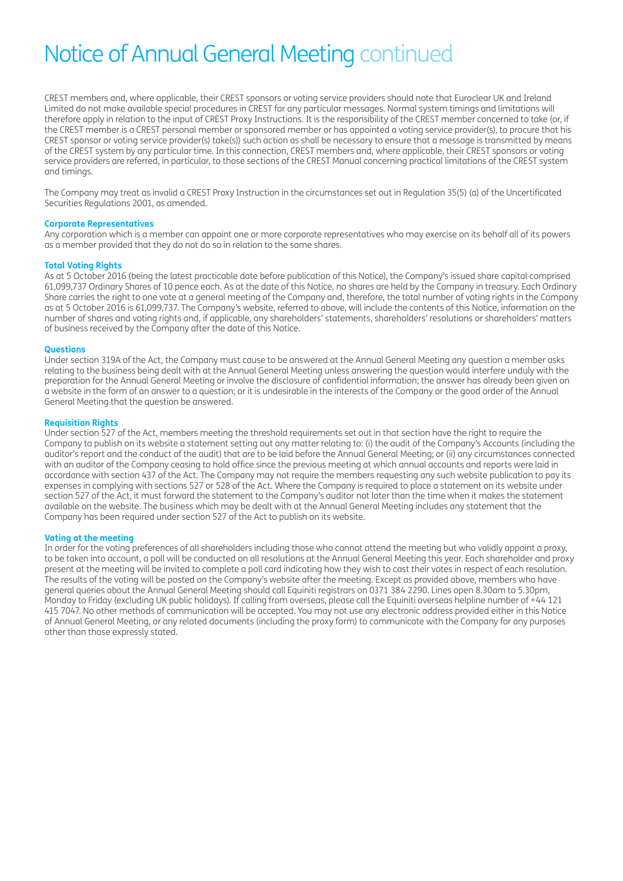# Notice of Annual General Meeting continued

CREST members and, where applicable, their CREST sponsors or voting service providers should note that Euroclear UK and Ireland Limited do not make available special procedures in CREST for any particular messages. Normal system timings and limitations will therefore apply in relation to the input of CREST Proxy Instructions. It is the responsibility of the CREST member concerned to take (or, if the CREST member is a CREST personal member or sponsored member or has appointed a voting service provider(s), to procure that his CREST sponsor or voting service provider(s) take(s)) such action as shall be necessary to ensure that a message is transmitted by means of the CREST system by any particular time. In this connection, CREST members and, where applicable, their CREST sponsors or voting service providers are referred, in particular, to those sections of the CREST Manual concerning practical limitations of the CREST system and timings.

The Company may treat as invalid a CREST Proxy Instruction in the circumstances set out in Regulation 35(5) (a) of the Uncertificated Securities Regulations 2001, as amended.

### Corporate Representatives

Any corporation which is a member can appoint one or more corporate representatives who may exercise on its behalf all of its powers as a member provided that they do not do so in relation to the same shares.

### Total Voting Rights

As at 5 October 2016 (being the latest practicable date before publication of this Notice), the Company's issued share capital comprised 61,099,737 Ordinary Shares of 10 pence each. As at the date of this Notice, no shares are held by the Company in treasury. Each Ordinary Share carries the right to one vote at a general meeting of the Company and, therefore, the total number of voting rights in the Company as at 5 October 2016 is 61,099,737. The Company's website, referred to above, will include the contents of this Notice, information on the number of shares and voting rights and, if applicable, any shareholders' statements, shareholders' resolutions or shareholders' matters of business received by the Company after the date of this Notice.

### Questions

Under section 319A of the Act, the Company must cause to be answered at the Annual General Meeting any question a member asks relating to the business being dealt with at the Annual General Meeting unless answering the question would interfere unduly with the preparation for the Annual General Meeting or involve the disclosure of confidential information; the answer has already been given on a website in the form of an answer to a question; or it is undesirable in the interests of the Company or the good order of the Annual General Meeting that the question be answered.

### Requisition Rights

Under section 527 of the Act, members meeting the threshold requirements set out in that section have the right to require the Company to publish on its website a statement setting out any matter relating to: (i) the audit of the Company's Accounts (including the auditor's report and the conduct of the audit) that are to be laid before the Annual General Meeting; or (ii) any circumstances connected with an auditor of the Company ceasing to hold office since the previous meeting at which annual accounts and reports were laid in accordance with section 437 of the Act. The Company may not require the members requesting any such website publication to pay its expenses in complying with sections 527 or 528 of the Act. Where the Company is required to place a statement on its website under section 527 of the Act, it must forward the statement to the Company's auditor not later than the time when it makes the statement available on the website. The business which may be dealt with at the Annual General Meeting includes any statement that the Company has been required under section 527 of the Act to publish on its website.

### Voting at the meeting

In order for the voting preferences of all shareholders including those who cannot attend the meeting but who validly appoint a proxy, to be taken into account, a poll will be conducted on all resolutions at the Annual General Meeting this year. Each shareholder and proxy present at the meeting will be invited to complete a poll card indicating how they wish to cast their votes in respect of each resolution. The results of the voting will be posted on the Company's website after the meeting. Except as provided above, members who have general queries about the Annual General Meeting should call Equiniti registrars on 0371 384 2290. Lines open 8.30am to 5.30pm, Monday to Friday (excluding UK public holidays). If calling from overseas, please call the Equiniti overseas helpline number of +44 121 415 7047. No other methods of communication will be accepted. You may not use any electronic address provided either in this Notice of Annual General Meeting, or any related documents (including the proxy form) to communicate with the Company for any purposes other than those expressly stated.